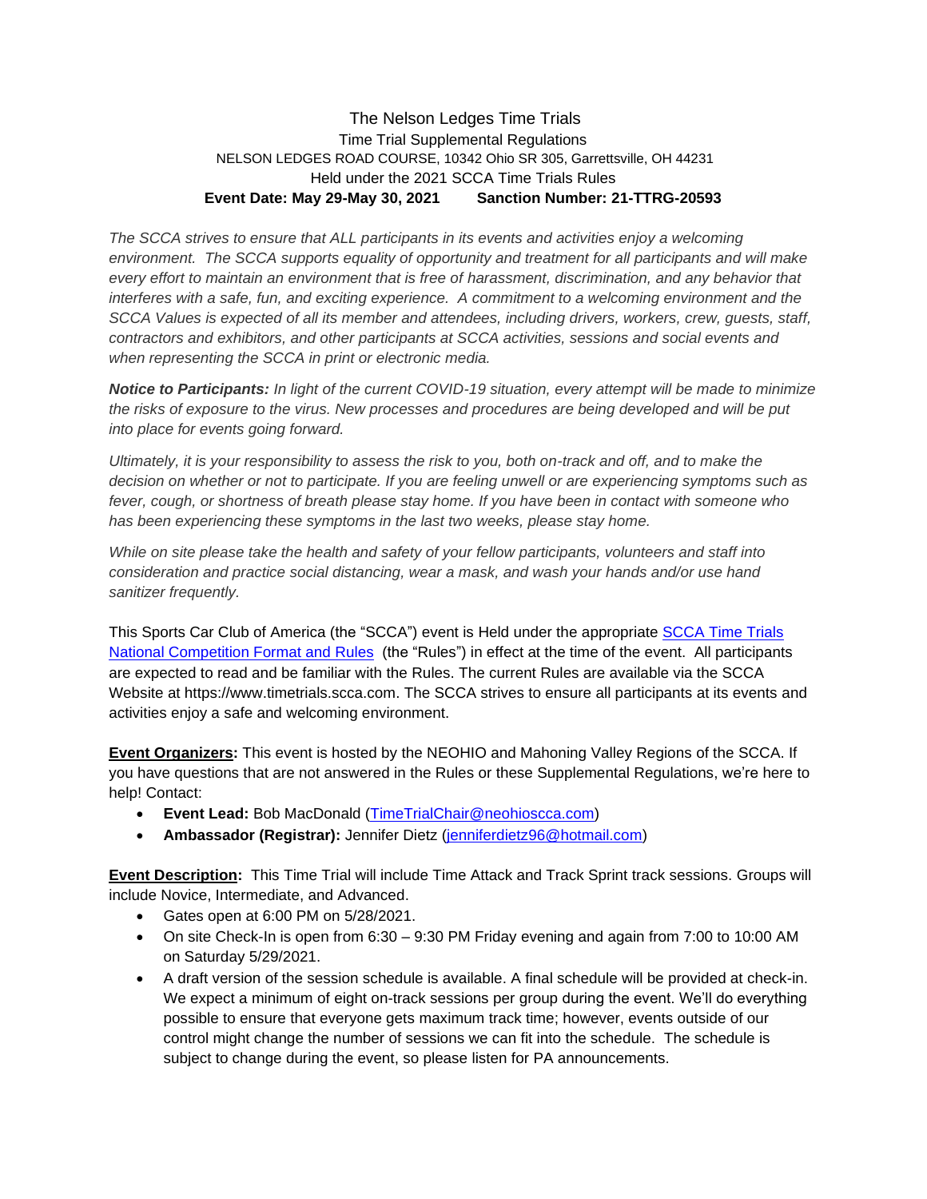# The Nelson Ledges Time Trials

## Time Trial Supplemental Regulations

NELSON LEDGES ROAD COURSE, 10342 Ohio SR 305, Garrettsville, OH 44231

Held under the 2021 SCCA Time Trials Rules

**Event Date: May 29-May 30, 2021 Sanction Number: 21-TTRG-20593**

*The SCCA strives to ensure that ALL participants in its events and activities enjoy a welcoming environment. The SCCA supports equality of opportunity and treatment for all participants and will make every effort to maintain an environment that is free of harassment, discrimination, and any behavior that interferes with a safe, fun, and exciting experience. A commitment to a welcoming environment and the SCCA Values is expected of all its member and attendees, including drivers, workers, crew, guests, staff, contractors and exhibitors, and other participants at SCCA activities, sessions and social events and when representing the SCCA in print or electronic media.*

***Notice to Participants:*** *In light of the current COVID-19 situation, every attempt will be made to minimize the risks of exposure to the virus. New processes and procedures are being developed and will be put into place for events going forward.*

*Ultimately, it is your responsibility to assess the risk to you, both on-track and off, and to make the decision on whether or not to participate. If you are feeling unwell or are experiencing symptoms such as fever, cough, or shortness of breath please stay home. If you have been in contact with someone who has been experiencing these symptoms in the last two weeks, please stay home.*

*While on site please take the health and safety of your fellow participants, volunteers and staff into consideration and practice social distancing, wear a mask, and wash your hands and/or use hand sanitizer frequently.*

This Sports Car Club of America (the "SCCA") event is Held under the appropriate [SCCA Time Trials National Competition Format and Rules]() (the "Rules") in effect at the time of the event. All participants are expected to read and be familiar with the Rules. The current Rules are available via the SCCA Website at https://www.timetrials.scca.com. The SCCA strives to ensure all participants at its events and activities enjoy a safe and welcoming environment.

**Event Organizers:** This event is hosted by the NEOHIO and Mahoning Valley Regions of the SCCA. If you have questions that are not answered in the Rules or these Supplemental Regulations, we're here to help! Contact:

- **Event Lead:** Bob MacDonald (TimeTrialChair@neohioscca.com)
- **Ambassador (Registrar):** Jennifer Dietz (jenniferdietz96@hotmail.com)

**Event Description:** This Time Trial will include Time Attack and Track Sprint track sessions. Groups will include Novice, Intermediate, and Advanced.

- Gates open at 6:00 PM on 5/28/2021.
- On site Check-In is open from 6:30 – 9:30 PM Friday evening and again from 7:00 to 10:00 AM on Saturday 5/29/2021.
- A draft version of the session schedule is available. A final schedule will be provided at check-in. We expect a minimum of eight on-track sessions per group during the event. We'll do everything possible to ensure that everyone gets maximum track time; however, events outside of our control might change the number of sessions we can fit into the schedule. The schedule is subject to change during the event, so please listen for PA announcements.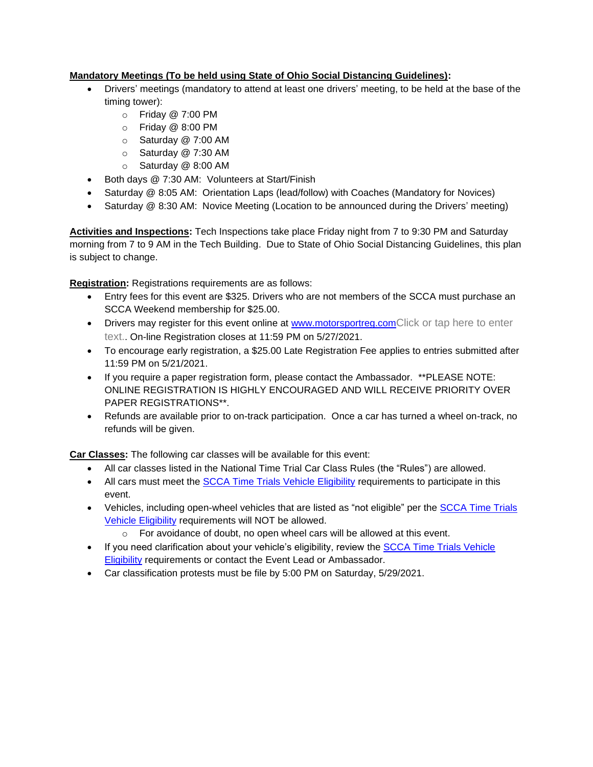**Mandatory Meetings (To be held using State of Ohio Social Distancing Guidelines):**

- Drivers' meetings (mandatory to attend at least one drivers' meeting, to be held at the base of the timing tower):
  - Friday @ 7:00 PM
  - Friday @ 8:00 PM
  - Saturday @ 7:00 AM
  - Saturday @ 7:30 AM
  - Saturday @ 8:00 AM
- Both days @ 7:30 AM: Volunteers at Start/Finish
- Saturday @ 8:05 AM: Orientation Laps (lead/follow) with Coaches (Mandatory for Novices)
- Saturday @ 8:30 AM: Novice Meeting (Location to be announced during the Drivers' meeting)

**Activities and Inspections:** Tech Inspections take place Friday night from 7 to 9:30 PM and Saturday morning from 7 to 9 AM in the Tech Building. Due to State of Ohio Social Distancing Guidelines, this plan is subject to change.

**Registration:** Registrations requirements are as follows:

- Entry fees for this event are $325. Drivers who are not members of the SCCA must purchase an SCCA Weekend membership for $25.00.
- Drivers may register for this event online at [www.motorsportreg.com](www.motorsportreg.com)Click or tap here to enter text.. On-line Registration closes at 11:59 PM on 5/27/2021.
- To encourage early registration, a $25.00 Late Registration Fee applies to entries submitted after 11:59 PM on 5/21/2021.
- If you require a paper registration form, please contact the Ambassador. **PLEASE NOTE: ONLINE REGISTRATION IS HIGHLY ENCOURAGED AND WILL RECEIVE PRIORITY OVER PAPER REGISTRATIONS**.
- Refunds are available prior to on-track participation. Once a car has turned a wheel on-track, no refunds will be given.

**Car Classes:** The following car classes will be available for this event:

- All car classes listed in the National Time Trial Car Class Rules (the "Rules") are allowed.
- All cars must meet the SCCA Time Trials Vehicle Eligibility requirements to participate in this event.
- Vehicles, including open-wheel vehicles that are listed as "not eligible" per the SCCA Time Trials Vehicle Eligibility requirements will NOT be allowed.
  - For avoidance of doubt, no open wheel cars will be allowed at this event.
- If you need clarification about your vehicle's eligibility, review the SCCA Time Trials Vehicle Eligibility requirements or contact the Event Lead or Ambassador.
- Car classification protests must be file by 5:00 PM on Saturday, 5/29/2021.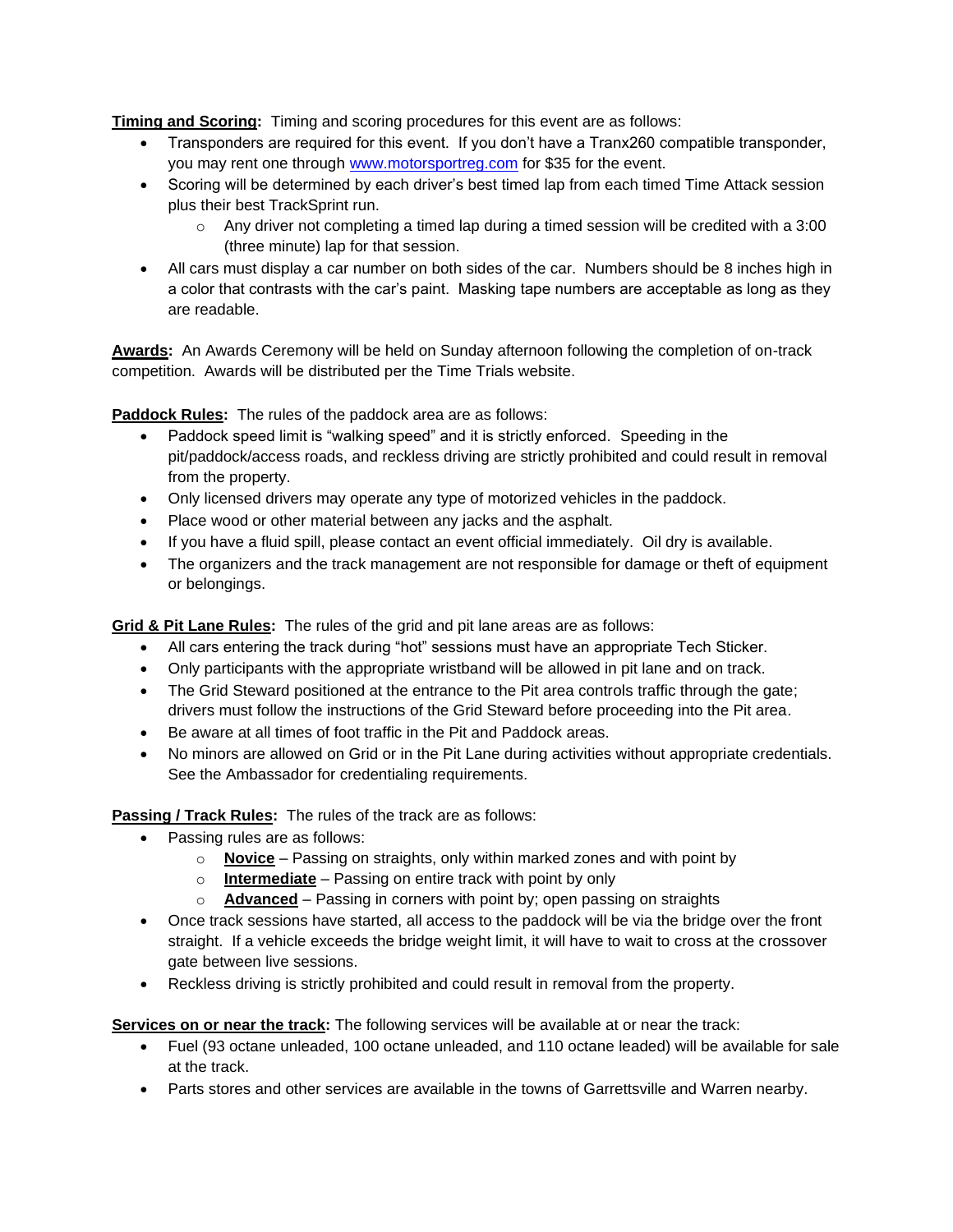**<u>Timing and Scoring</u>:** Timing and scoring procedures for this event are as follows:

- Transponders are required for this event. If you don't have a Tranx260 compatible transponder, you may rent one through [www.motorsportreg.com](www.motorsportreg.com) for $35 for the event.
- Scoring will be determined by each driver's best timed lap from each timed Time Attack session plus their best TrackSprint run.
  - Any driver not completing a timed lap during a timed session will be credited with a 3:00 (three minute) lap for that session.
- All cars must display a car number on both sides of the car. Numbers should be 8 inches high in a color that contrasts with the car's paint. Masking tape numbers are acceptable as long as they are readable.

**<u>Awards</u>:** An Awards Ceremony will be held on Sunday afternoon following the completion of on-track competition. Awards will be distributed per the Time Trials website.

**<u>Paddock Rules</u>:** The rules of the paddock area are as follows:

- Paddock speed limit is "walking speed" and it is strictly enforced. Speeding in the pit/paddock/access roads, and reckless driving are strictly prohibited and could result in removal from the property.
- Only licensed drivers may operate any type of motorized vehicles in the paddock.
- Place wood or other material between any jacks and the asphalt.
- If you have a fluid spill, please contact an event official immediately. Oil dry is available.
- The organizers and the track management are not responsible for damage or theft of equipment or belongings.

**<u>Grid & Pit Lane Rules</u>:** The rules of the grid and pit lane areas are as follows:

- All cars entering the track during "hot" sessions must have an appropriate Tech Sticker.
- Only participants with the appropriate wristband will be allowed in pit lane and on track.
- The Grid Steward positioned at the entrance to the Pit area controls traffic through the gate; drivers must follow the instructions of the Grid Steward before proceeding into the Pit area.
- Be aware at all times of foot traffic in the Pit and Paddock areas.
- No minors are allowed on Grid or in the Pit Lane during activities without appropriate credentials. See the Ambassador for credentialing requirements.

**<u>Passing / Track Rules</u>:** The rules of the track are as follows:

- Passing rules are as follows:
  - **<u>Novice</u>** – Passing on straights, only within marked zones and with point by
  - **<u>Intermediate</u>** – Passing on entire track with point by only
  - **<u>Advanced</u>** – Passing in corners with point by; open passing on straights
- Once track sessions have started, all access to the paddock will be via the bridge over the front straight. If a vehicle exceeds the bridge weight limit, it will have to wait to cross at the crossover gate between live sessions.
- Reckless driving is strictly prohibited and could result in removal from the property.

**<u>Services on or near the track</u>:** The following services will be available at or near the track:

- Fuel (93 octane unleaded, 100 octane unleaded, and 110 octane leaded) will be available for sale at the track.
- Parts stores and other services are available in the towns of Garrettsville and Warren nearby.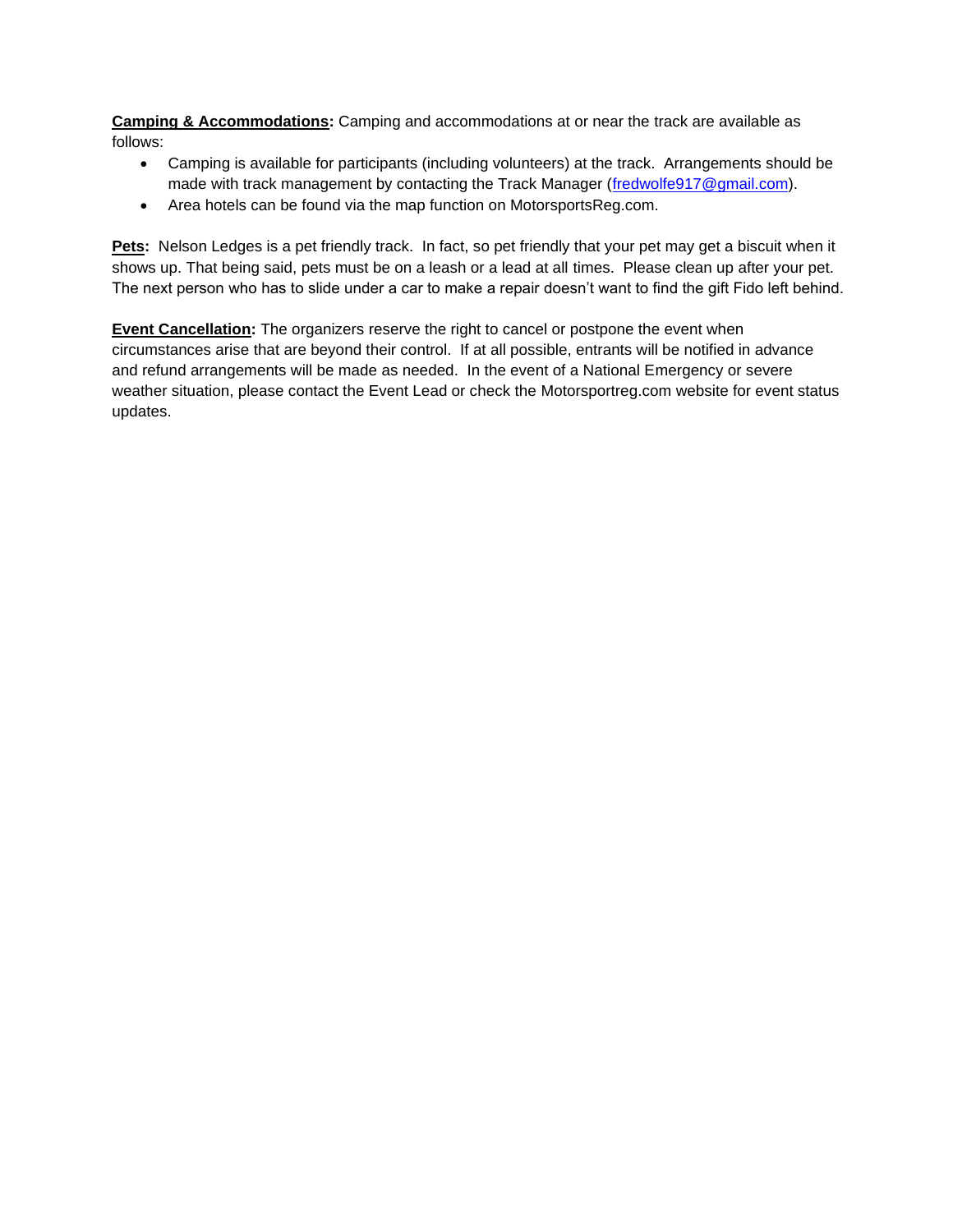**Camping & Accommodations:** Camping and accommodations at or near the track are available as follows:

- Camping is available for participants (including volunteers) at the track. Arrangements should be made with track management by contacting the Track Manager (fredwolfe917@gmail.com).
- Area hotels can be found via the map function on MotorsportsReg.com.

**Pets:** Nelson Ledges is a pet friendly track. In fact, so pet friendly that your pet may get a biscuit when it shows up. That being said, pets must be on a leash or a lead at all times. Please clean up after your pet. The next person who has to slide under a car to make a repair doesn't want to find the gift Fido left behind.

**Event Cancellation:** The organizers reserve the right to cancel or postpone the event when circumstances arise that are beyond their control. If at all possible, entrants will be notified in advance and refund arrangements will be made as needed. In the event of a National Emergency or severe weather situation, please contact the Event Lead or check the Motorsportreg.com website for event status updates.